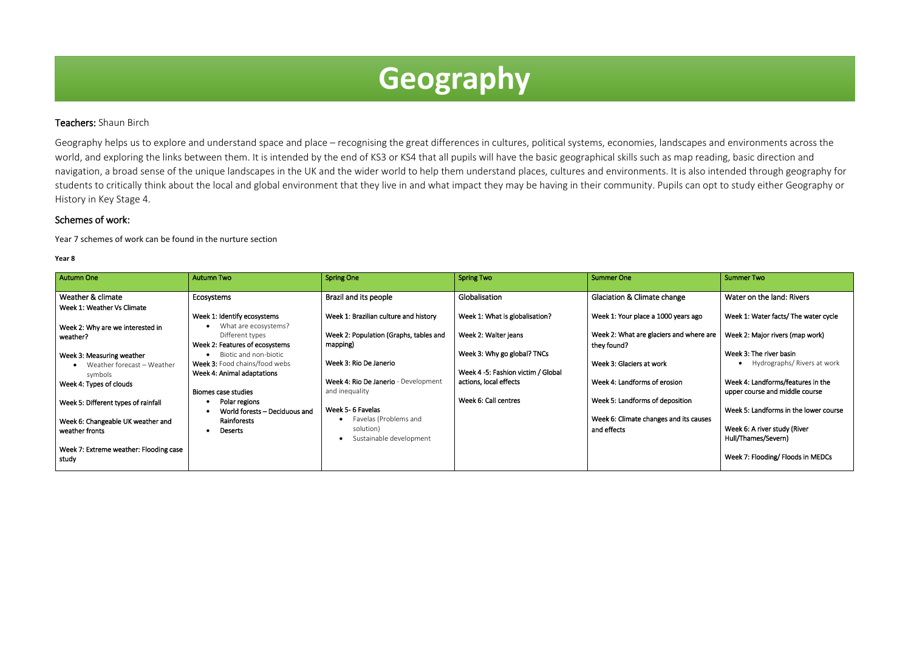# Geography

**Teachers:** Shaun Birch

Geography helps us to explore and understand space and place – recognising the great differences in cultures, political systems, economies, landscapes and environments across the world, and exploring the links between them. It is intended by the end of KS3 or KS4 that all pupils will have the basic geographical skills such as map reading, basic direction and navigation, a broad sense of the unique landscapes in the UK and the wider world to help them understand places, cultures and environments. It is also intended through geography for students to critically think about the local and global environment that they live in and what impact they may be having in their community. Pupils can opt to study either Geography or History in Key Stage 4.

## Schemes of work:

Year 7 schemes of work can be found in the nurture section

**Year 8**

| Autumn One | Autumn Two | Spring One | Spring Two | Summer One | Summer Two |
|---|---|---|---|---|---|
| Weather & climate<br>Week 1: Weather Vs Climate<br><br>Week 2: Why are we interested in weather?<br><br>Week 3: Measuring weather<br>• Weather forecast – Weather symbols<br>Week 4: Types of clouds<br><br>Week 5: Different types of rainfall<br><br>Week 6: Changeable UK weather and weather fronts<br><br>Week 7: Extreme weather: Flooding case study | Ecosystems<br><br>Week 1: Identify ecosystems<br>• What are ecosystems? Different types<br>Week 2: Features of ecosystems<br>• Biotic and non-biotic<br>Week 3: Food chains/food webs<br>Week 4: Animal adaptations<br><br>Biomes case studies<br>• Polar regions<br>• World forests – Deciduous and Rainforests<br>• Deserts | Brazil and its people<br><br>Week 1: Brazilian culture and history<br><br>Week 2: Population (Graphs, tables and mapping)<br><br>Week 3: Rio De Janerio<br><br>Week 4: Rio De Janerio - Development and inequality<br><br>Week 5- 6 Favelas<br>• Favelas (Problems and solution)<br>• Sustainable development | Globalisation<br><br>Week 1: What is globalisation?<br><br>Week 2: Walter jeans<br><br>Week 3: Why go global? TNCs<br><br>Week 4 -5: Fashion victim / Global actions, local effects<br><br>Week 6: Call centres | Glaciation & Climate change<br><br>Week 1: Your place a 1000 years ago<br><br>Week 2: What are glaciers and where are they found?<br><br>Week 3: Glaciers at work<br><br>Week 4: Landforms of erosion<br><br>Week 5: Landforms of deposition<br><br>Week 6: Climate changes and its causes and effects | Water on the land: Rivers<br><br>Week 1: Water facts/ The water cycle<br><br>Week 2: Major rivers (map work)<br><br>Week 3: The river basin<br>• Hydrographs/ Rivers at work<br><br>Week 4: Landforms/features in the upper course and middle course<br><br>Week 5: Landforms in the lower course<br><br>Week 6: A river study (River Hull/Thames/Severn)<br><br>Week 7: Flooding/ Floods in MEDCs |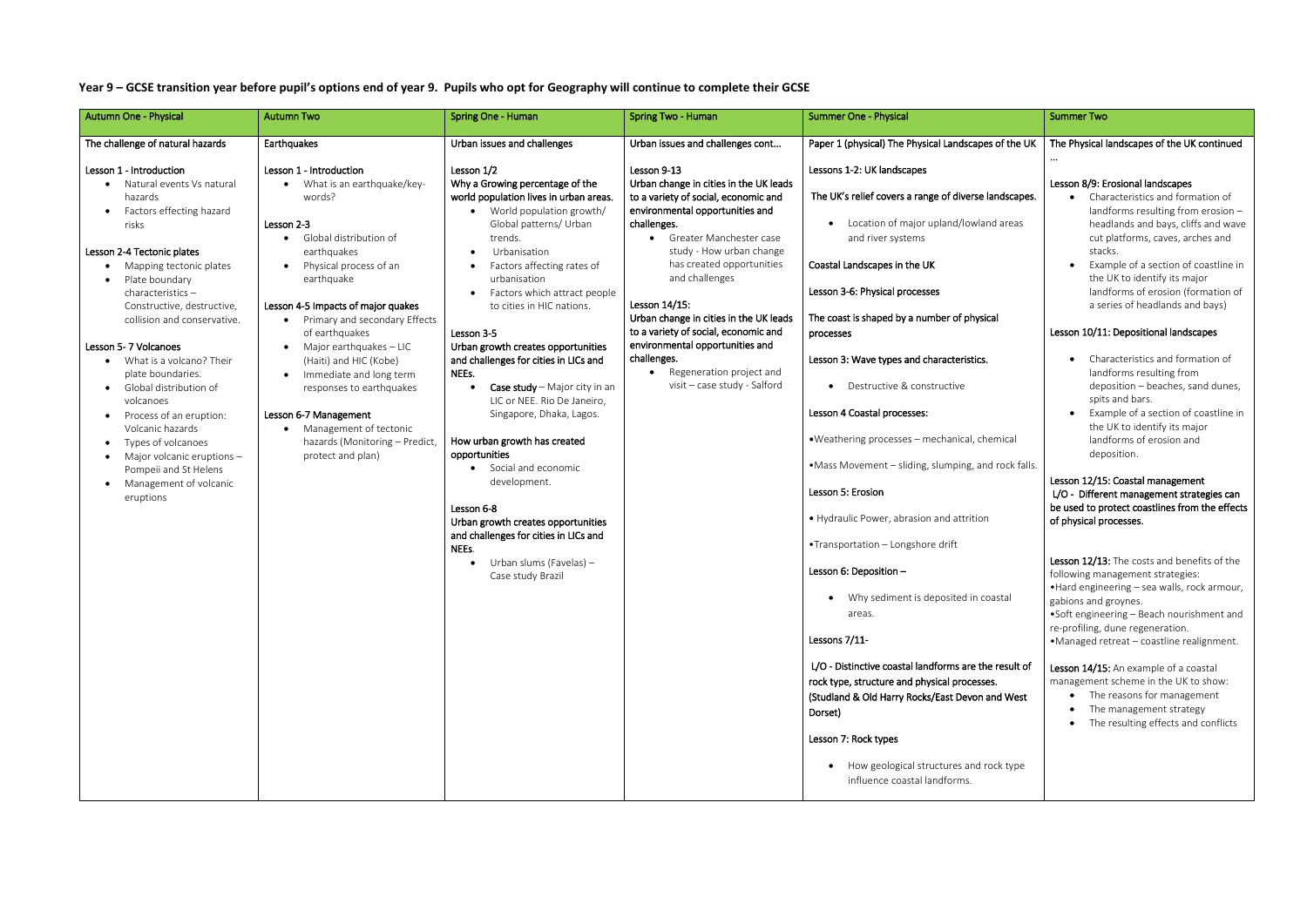**Year 9 – GCSE transition year before pupil's options end of year 9. Pupils who opt for Geography will continue to complete their GCSE**

| Autumn One - Physical | Autumn Two | Spring One - Human | Spring Two - Human | Summer One - Physical | Summer Two |
|---|---|---|---|---|---|
| The challenge of natural hazards<br><br>Lesson 1 - Introduction<br>• Natural events Vs natural hazards<br>• Factors effecting hazard risks<br><br>Lesson 2-4 Tectonic plates<br>• Mapping tectonic plates<br>• Plate boundary characteristics – Constructive, destructive, collision and conservative.<br><br>Lesson 5- 7 Volcanoes<br>• What is a volcano? Their plate boundaries.<br>• Global distribution of volcanoes<br>• Process of an eruption: Volcanic hazards<br>• Types of volcanoes<br>• Major volcanic eruptions – Pompeii and St Helens<br>• Management of volcanic eruptions | Earthquakes<br><br>Lesson 1 - Introduction<br>• What is an earthquake/key-words?<br><br>Lesson 2-3<br>• Global distribution of earthquakes<br>• Physical process of an earthquake<br><br>Lesson 4-5 Impacts of major quakes<br>• Primary and secondary Effects of earthquakes<br>• Major earthquakes – LIC (Haiti) and HIC (Kobe)<br>• Immediate and long term responses to earthquakes<br><br>Lesson 6-7 Management<br>• Management of tectonic hazards (Monitoring – Predict, protect and plan) | Urban issues and challenges<br><br>Lesson 1/2<br>Why a Growing percentage of the world population lives in urban areas.<br>• World population growth/ Global patterns/ Urban trends.<br>• Urbanisation<br>• Factors affecting rates of urbanisation<br>• Factors which attract people to cities in HIC nations.<br><br>Lesson 3-5<br>Urban growth creates opportunities and challenges for cities in LICs and NEEs.<br>• **Case study** – Major city in an LIC or NEE. Rio De Janeiro, Singapore, Dhaka, Lagos.<br><br>How urban growth has created opportunities<br>• Social and economic development.<br><br>Lesson 6-8<br>Urban growth creates opportunities and challenges for cities in LICs and NEEs.<br>• Urban slums (Favelas) – Case study Brazil | Urban issues and challenges cont…<br><br>Lesson 9-13<br>Urban change in cities in the UK leads to a variety of social, economic and environmental opportunities and challenges.<br>• Greater Manchester case study - How urban change has created opportunities and challenges<br><br>Lesson 14/15:<br>Urban change in cities in the UK leads to a variety of social, economic and environmental opportunities and challenges.<br>• Regeneration project and visit – case study - Salford | Paper 1 (physical) The Physical Landscapes of the UK<br><br>Lessons 1-2: UK landscapes<br><br>The UK's relief covers a range of diverse landscapes.<br>• Location of major upland/lowland areas and river systems<br><br>Coastal Landscapes in the UK<br><br>Lesson 3-6: Physical processes<br><br>The coast is shaped by a number of physical processes<br><br>Lesson 3: Wave types and characteristics.<br>• Destructive & constructive<br><br>Lesson 4 Coastal processes:<br>•Weathering processes – mechanical, chemical<br>•Mass Movement – sliding, slumping, and rock falls.<br><br>Lesson 5: Erosion<br>• Hydraulic Power, abrasion and attrition<br>•Transportation – Longshore drift<br><br>Lesson 6: Deposition –<br>• Why sediment is deposited in coastal areas.<br><br>Lessons 7/11-<br><br>L/O - Distinctive coastal landforms are the result of rock type, structure and physical processes. (Studland & Old Harry Rocks/East Devon and West Dorset)<br><br>Lesson 7: Rock types<br>• How geological structures and rock type influence coastal landforms. | The Physical landscapes of the UK continued …<br><br>Lesson 8/9: Erosional landscapes<br>• Characteristics and formation of landforms resulting from erosion – headlands and bays, cliffs and wave cut platforms, caves, arches and stacks.<br>• Example of a section of coastline in the UK to identify its major landforms of erosion (formation of a series of headlands and bays)<br><br>Lesson 10/11: Depositional landscapes<br>• Characteristics and formation of landforms resulting from deposition – beaches, sand dunes, spits and bars.<br>• Example of a section of coastline in the UK to identify its major landforms of erosion and deposition.<br><br>Lesson 12/15: Coastal management<br>L/O - Different management strategies can be used to protect coastlines from the effects of physical processes.<br><br>**Lesson 12/13:** The costs and benefits of the following management strategies:<br>•Hard engineering – sea walls, rock armour, gabions and groynes.<br>•Soft engineering – Beach nourishment and re-profiling, dune regeneration.<br>•Managed retreat – coastline realignment.<br><br>**Lesson 14/15:** An example of a coastal management scheme in the UK to show:<br>• The reasons for management<br>• The management strategy<br>• The resulting effects and conflicts |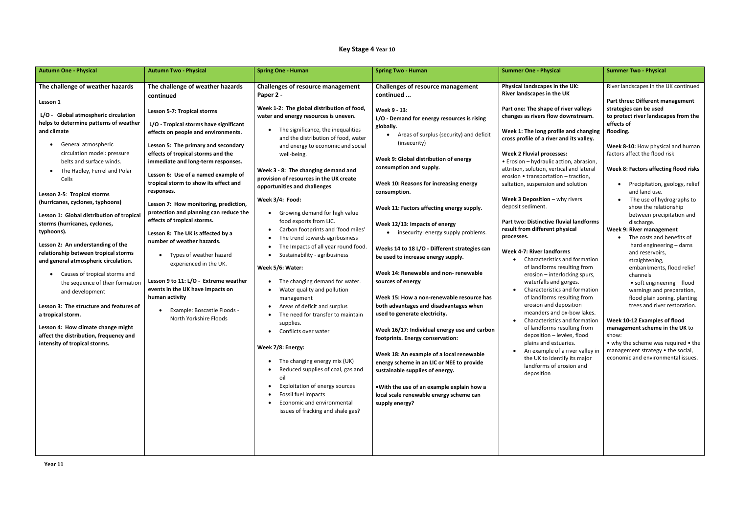# Key Stage 4 Year 10

| Autumn One - Physical | Autumn Two - Physical | Spring One - Human | Spring Two - Human | Summer One - Physical | Summer Two - Physical |
|---|---|---|---|---|---|
| **The challenge of weather hazards**<br><br>**Lesson 1**<br><br>**L/O - Global atmospheric circulation helps to determine patterns of weather and climate**<br><br>• General atmospheric circulation model: pressure belts and surface winds.<br>• The Hadley, Ferrel and Polar Cells<br><br>**Lesson 2-5: Tropical storms (hurricanes, cyclones, typhoons)**<br><br>**Lesson 1: Global distribution of tropical storms (hurricanes, cyclones, typhoons).**<br><br>**Lesson 2: An understanding of the relationship between tropical storms and general atmospheric circulation.**<br><br>• Causes of tropical storms and the sequence of their formation and development<br><br>**Lesson 3: The structure and features of a tropical storm.**<br><br>**Lesson 4: How climate change might affect the distribution, frequency and intensity of tropical storms.** | **The challenge of weather hazards continued**<br><br>**Lesson 5-7: Tropical storms**<br><br>**L/O - Tropical storms have significant effects on people and environments.**<br><br>**Lesson 5: The primary and secondary effects of tropical storms and the immediate and long-term responses.**<br><br>**Lesson 6: Use of a named example of tropical storm to show its effect and responses.**<br><br>**Lesson 7: How monitoring, prediction, protection and planning can reduce the effects of tropical storms.**<br><br>**Lesson 8: The UK is affected by a number of weather hazards.**<br><br>• Types of weather hazard experienced in the UK.<br><br>**Lesson 9 to 11: L/O - Extreme weather events in the UK have impacts on human activity**<br><br>• Example: Boscastle Floods - North Yorkshire Floods | **Challenges of resource management Paper 2 -**<br><br>**Week 1-2: The global distribution of food, water and energy resources is uneven.**<br><br>• The significance, the inequalities and the distribution of food, water and energy to economic and social well-being.<br><br>**Week 3 - 8: The changing demand and provision of resources in the UK create opportunities and challenges**<br><br>**Week 3/4: Food:**<br><br>• Growing demand for high value food exports from LIC.<br>• Carbon footprints and 'food miles'<br>• The trend towards agribusiness<br>• The Impacts of all year round food.<br>• Sustainability - agribusiness<br><br>**Week 5/6: Water:**<br><br>• The changing demand for water.<br>• Water quality and pollution management<br>• Areas of deficit and surplus<br>• The need for transfer to maintain supplies.<br>• Conflicts over water<br><br>**Week 7/8: Energy:**<br><br>• The changing energy mix (UK)<br>• Reduced supplies of coal, gas and oil<br>• Exploitation of energy sources<br>• Fossil fuel impacts<br>• Economic and environmental issues of fracking and shale gas? | **Challenges of resource management continued ...**<br><br>**Week 9 - 13:**<br>**L/O - Demand for energy resources is rising globally.**<br><br>• Areas of surplus (security) and deficit (insecurity)<br><br>**Week 9: Global distribution of energy consumption and supply.**<br><br>**Week 10: Reasons for increasing energy consumption.**<br><br>**Week 11: Factors affecting energy supply.**<br><br>**Week 12/13: Impacts of energy**<br><br>• insecurity: energy supply problems.<br><br>**Weeks 14 to 18 L/O - Different strategies can be used to increase energy supply.**<br><br>**Week 14: Renewable and non- renewable sources of energy**<br><br>**Week 15: How a non-renewable resource has both advantages and disadvantages when used to generate electricity.**<br><br>**Week 16/17: Individual energy use and carbon footprints. Energy conservation:**<br><br>**Week 18: An example of a local renewable energy scheme in an LIC or NEE to provide sustainable supplies of energy.**<br><br>**•With the use of an example explain how a local scale renewable energy scheme can supply energy?** | **Physical landscapes in the UK: River landscapes in the UK**<br><br>**Part one: The shape of river valleys changes as rivers flow downstream.**<br><br>**Week 1: The long profile and changing cross profile of a river and its valley.**<br><br>**Week 2 Fluvial processes:**<br>• Erosion – hydraulic action, abrasion, attrition, solution, vertical and lateral erosion • transportation – traction, saltation, suspension and solution<br><br>**Week 3 Deposition** – why rivers deposit sediment.<br><br>**Part two: Distinctive fluvial landforms result from different physical processes.**<br><br>**Week 4-7: River landforms**<br>• Characteristics and formation of landforms resulting from erosion – interlocking spurs, waterfalls and gorges.<br>• Characteristics and formation of landforms resulting from erosion and deposition – meanders and ox-bow lakes.<br>• Characteristics and formation of landforms resulting from deposition – levées, flood plains and estuaries.<br>• An example of a river valley in the UK to identify its major landforms of erosion and deposition | River landscapes in the UK continued<br><br>**Part three: Different management strategies can be used to protect river landscapes from the effects of flooding.**<br><br>**Week 8-10:** How physical and human factors affect the flood risk<br><br>**Week 8: Factors affecting flood risks**<br><br>• Precipitation, geology, relief and land use.<br>• The use of hydrographs to show the relationship between precipitation and discharge.<br><br>**Week 9: River management**<br>• The costs and benefits of hard engineering – dams and reservoirs, straightening, embankments, flood relief channels<br>• soft engineering – flood warnings and preparation, flood plain zoning, planting trees and river restoration.<br><br>**Week 10-12 Examples of flood management scheme in the UK** to show:<br>• why the scheme was required • the management strategy • the social, economic and environmental issues. |

**Year 11**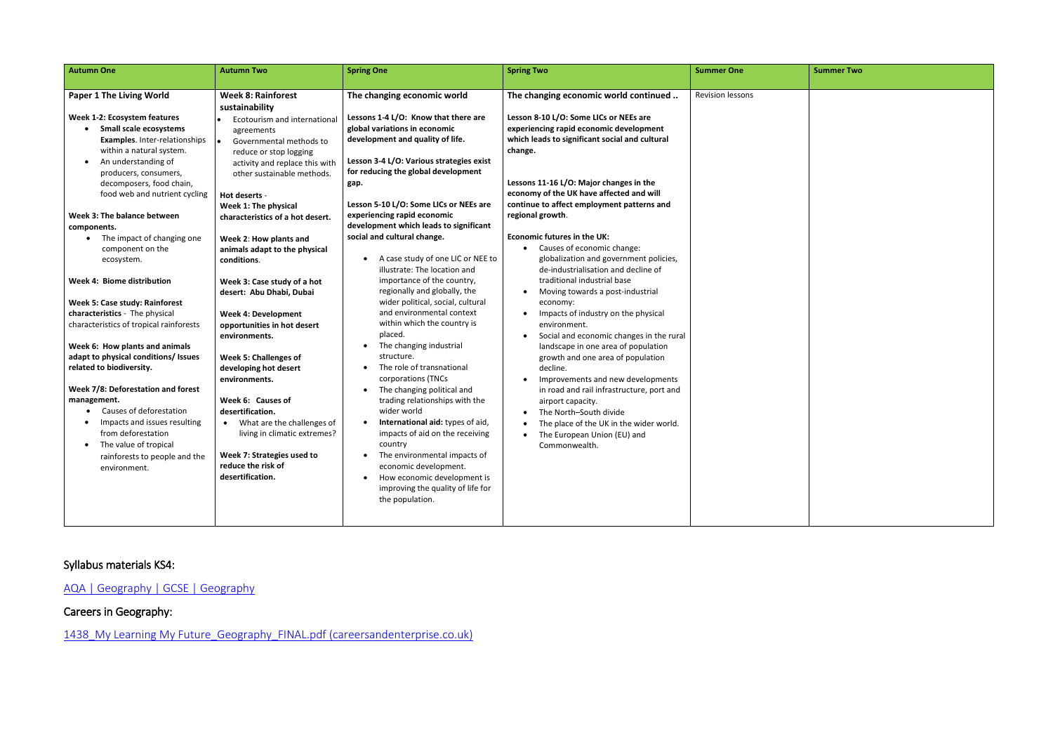| Autumn One | Autumn Two | Spring One | Spring Two | Summer One | Summer Two |
|---|---|---|---|---|---|
| **Paper 1 The Living World**<br><br>**Week 1-2: Ecosystem features**<br>• **Small scale ecosystems Examples**. Inter-relationships within a natural system.<br>• An understanding of producers, consumers, decomposers, food chain, food web and nutrient cycling<br><br>**Week 3: The balance between components.**<br>• The impact of changing one component on the ecosystem.<br><br>**Week 4: Biome distribution**<br><br>**Week 5: Case study: Rainforest characteristics** - The physical characteristics of tropical rainforests<br><br>**Week 6: How plants and animals adapt to physical conditions/ Issues related to biodiversity.**<br><br>**Week 7/8: Deforestation and forest management.**<br>• Causes of deforestation<br>• Impacts and issues resulting from deforestation<br>• The value of tropical rainforests to people and the environment. | **Week 8: Rainforest sustainability**<br>• Ecotourism and international agreements<br>• Governmental methods to reduce or stop logging activity and replace this with other sustainable methods.<br><br>**Hot deserts** -<br>**Week 1: The physical characteristics of a hot desert.**<br><br>**Week 2**: **How plants and animals adapt to the physical conditions**.<br><br>**Week 3: Case study of a hot desert: Abu Dhabi, Dubai**<br><br>**Week 4: Development opportunities in hot desert environments.**<br><br>**Week 5: Challenges of developing hot desert environments.**<br><br>**Week 6: Causes of desertification.**<br>• What are the challenges of living in climatic extremes?<br><br>**Week 7: Strategies used to reduce the risk of desertification.** | **The changing economic world**<br><br>**Lessons 1-4 L/O: Know that there are global variations in economic development and quality of life.**<br><br>**Lesson 3-4 L/O: Various strategies exist for reducing the global development gap.**<br><br>**Lesson 5-10 L/O: Some LICs or NEEs are experiencing rapid economic development which leads to significant social and cultural change.**<br><br>• A case study of one LIC or NEE to illustrate: The location and importance of the country, regionally and globally, the wider political, social, cultural and environmental context within which the country is placed.<br>• The changing industrial structure.<br>• The role of transnational corporations (TNCs<br>• The changing political and trading relationships with the wider world<br>• **International aid:** types of aid, impacts of aid on the receiving country<br>• The environmental impacts of economic development.<br>• How economic development is improving the quality of life for the population. | **The changing economic world continued ..**<br><br>**Lesson 8-10 L/O: Some LICs or NEEs are experiencing rapid economic development which leads to significant social and cultural change.**<br><br>**Lessons 11-16 L/O: Major changes in the economy of the UK have affected and will continue to affect employment patterns and regional growth**.<br><br>**Economic futures in the UK:**<br>• Causes of economic change: globalization and government policies, de-industrialisation and decline of traditional industrial base<br>• Moving towards a post-industrial economy:<br>• Impacts of industry on the physical environment.<br>• Social and economic changes in the rural landscape in one area of population growth and one area of population decline.<br>• Improvements and new developments in road and rail infrastructure, port and airport capacity.<br>• The North–South divide<br>• The place of the UK in the wider world.<br>• The European Union (EU) and Commonwealth. | Revision lessons | |

Syllabus materials KS4:

[AQA | Geography | GCSE | Geography]

Careers in Geography:

[1438_My Learning My Future_Geography_FINAL.pdf (careersandenterprise.co.uk)]